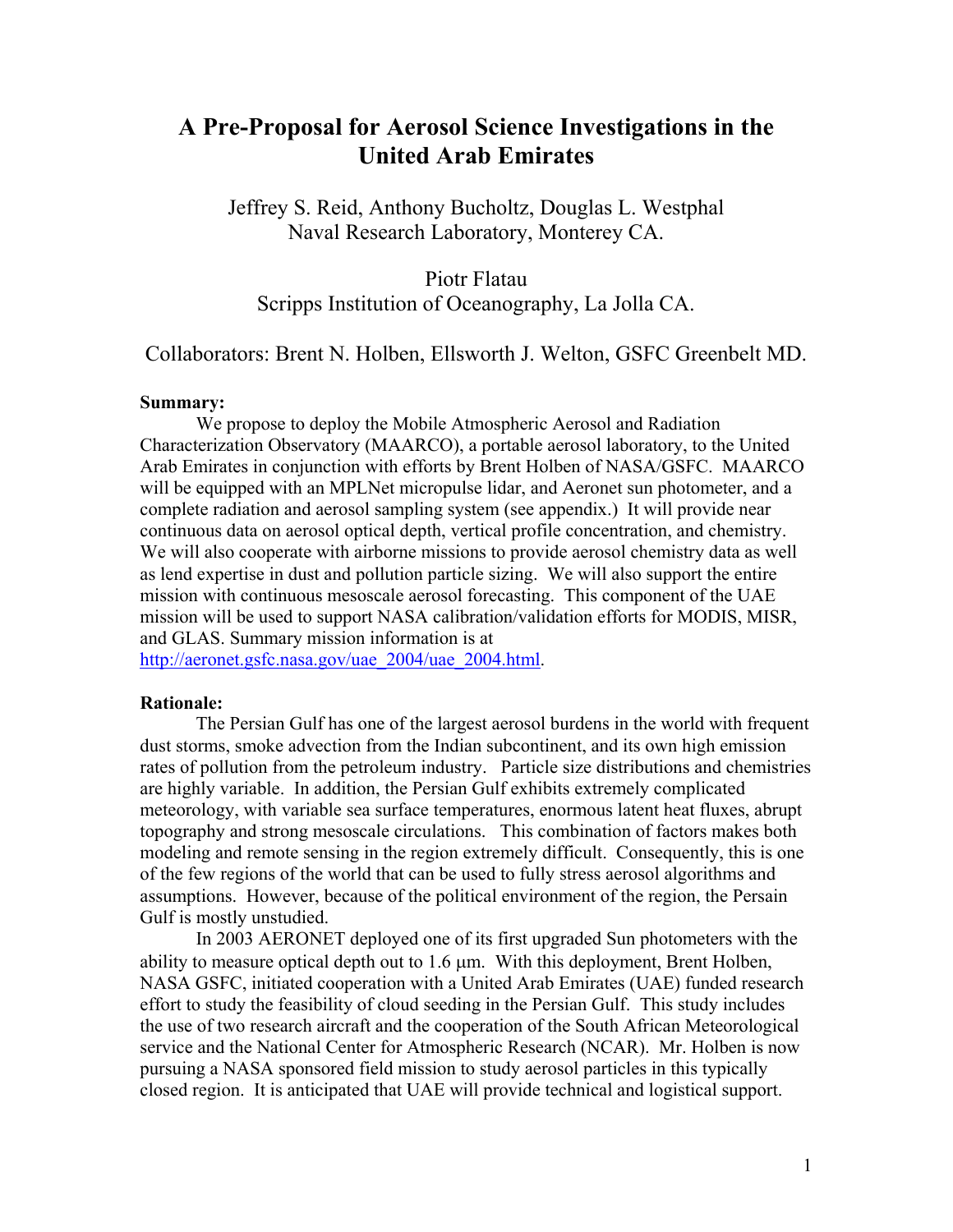# A Pre-Proposal for Aerosol Science Investigations in the United Arab Emirates

Jeffrey S. Reid, Anthony Bucholtz, Douglas L. Westphal
Naval Research Laboratory, Monterey CA.

Piotr Flatau
Scripps Institution of Oceanography, La Jolla CA.

Collaborators: Brent N. Holben, Ellsworth J. Welton, GSFC Greenbelt MD.

**Summary:**

We propose to deploy the Mobile Atmospheric Aerosol and Radiation Characterization Observatory (MAARCO), a portable aerosol laboratory, to the United Arab Emirates in conjunction with efforts by Brent Holben of NASA/GSFC. MAARCO will be equipped with an MPLNet micropulse lidar, and Aeronet sun photometer, and a complete radiation and aerosol sampling system (see appendix.) It will provide near continuous data on aerosol optical depth, vertical profile concentration, and chemistry. We will also cooperate with airborne missions to provide aerosol chemistry data as well as lend expertise in dust and pollution particle sizing. We will also support the entire mission with continuous mesoscale aerosol forecasting. This component of the UAE mission will be used to support NASA calibration/validation efforts for MODIS, MISR, and GLAS. Summary mission information is at http://aeronet.gsfc.nasa.gov/uae_2004/uae_2004.html.

**Rationale:**

The Persian Gulf has one of the largest aerosol burdens in the world with frequent dust storms, smoke advection from the Indian subcontinent, and its own high emission rates of pollution from the petroleum industry. Particle size distributions and chemistries are highly variable. In addition, the Persian Gulf exhibits extremely complicated meteorology, with variable sea surface temperatures, enormous latent heat fluxes, abrupt topography and strong mesoscale circulations. This combination of factors makes both modeling and remote sensing in the region extremely difficult. Consequently, this is one of the few regions of the world that can be used to fully stress aerosol algorithms and assumptions. However, because of the political environment of the region, the Persain Gulf is mostly unstudied.

In 2003 AERONET deployed one of its first upgraded Sun photometers with the ability to measure optical depth out to 1.6 µm. With this deployment, Brent Holben, NASA GSFC, initiated cooperation with a United Arab Emirates (UAE) funded research effort to study the feasibility of cloud seeding in the Persian Gulf. This study includes the use of two research aircraft and the cooperation of the South African Meteorological service and the National Center for Atmospheric Research (NCAR). Mr. Holben is now pursuing a NASA sponsored field mission to study aerosol particles in this typically closed region. It is anticipated that UAE will provide technical and logistical support.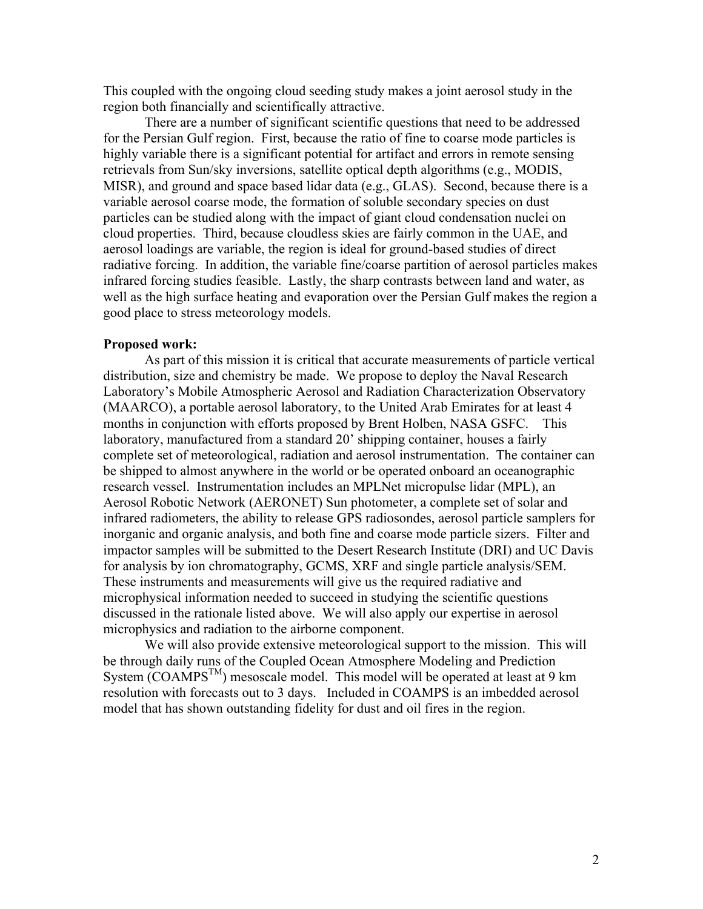This coupled with the ongoing cloud seeding study makes a joint aerosol study in the region both financially and scientifically attractive.

There are a number of significant scientific questions that need to be addressed for the Persian Gulf region. First, because the ratio of fine to coarse mode particles is highly variable there is a significant potential for artifact and errors in remote sensing retrievals from Sun/sky inversions, satellite optical depth algorithms (e.g., MODIS, MISR), and ground and space based lidar data (e.g., GLAS). Second, because there is a variable aerosol coarse mode, the formation of soluble secondary species on dust particles can be studied along with the impact of giant cloud condensation nuclei on cloud properties. Third, because cloudless skies are fairly common in the UAE, and aerosol loadings are variable, the region is ideal for ground-based studies of direct radiative forcing. In addition, the variable fine/coarse partition of aerosol particles makes infrared forcing studies feasible. Lastly, the sharp contrasts between land and water, as well as the high surface heating and evaporation over the Persian Gulf makes the region a good place to stress meteorology models.

**Proposed work:**

As part of this mission it is critical that accurate measurements of particle vertical distribution, size and chemistry be made. We propose to deploy the Naval Research Laboratory's Mobile Atmospheric Aerosol and Radiation Characterization Observatory (MAARCO), a portable aerosol laboratory, to the United Arab Emirates for at least 4 months in conjunction with efforts proposed by Brent Holben, NASA GSFC. This laboratory, manufactured from a standard 20' shipping container, houses a fairly complete set of meteorological, radiation and aerosol instrumentation. The container can be shipped to almost anywhere in the world or be operated onboard an oceanographic research vessel. Instrumentation includes an MPLNet micropulse lidar (MPL), an Aerosol Robotic Network (AERONET) Sun photometer, a complete set of solar and infrared radiometers, the ability to release GPS radiosondes, aerosol particle samplers for inorganic and organic analysis, and both fine and coarse mode particle sizers. Filter and impactor samples will be submitted to the Desert Research Institute (DRI) and UC Davis for analysis by ion chromatography, GCMS, XRF and single particle analysis/SEM. These instruments and measurements will give us the required radiative and microphysical information needed to succeed in studying the scientific questions discussed in the rationale listed above. We will also apply our expertise in aerosol microphysics and radiation to the airborne component.

We will also provide extensive meteorological support to the mission. This will be through daily runs of the Coupled Ocean Atmosphere Modeling and Prediction System (COAMPS$^{TM}$) mesoscale model. This model will be operated at least at 9 km resolution with forecasts out to 3 days. Included in COAMPS is an imbedded aerosol model that has shown outstanding fidelity for dust and oil fires in the region.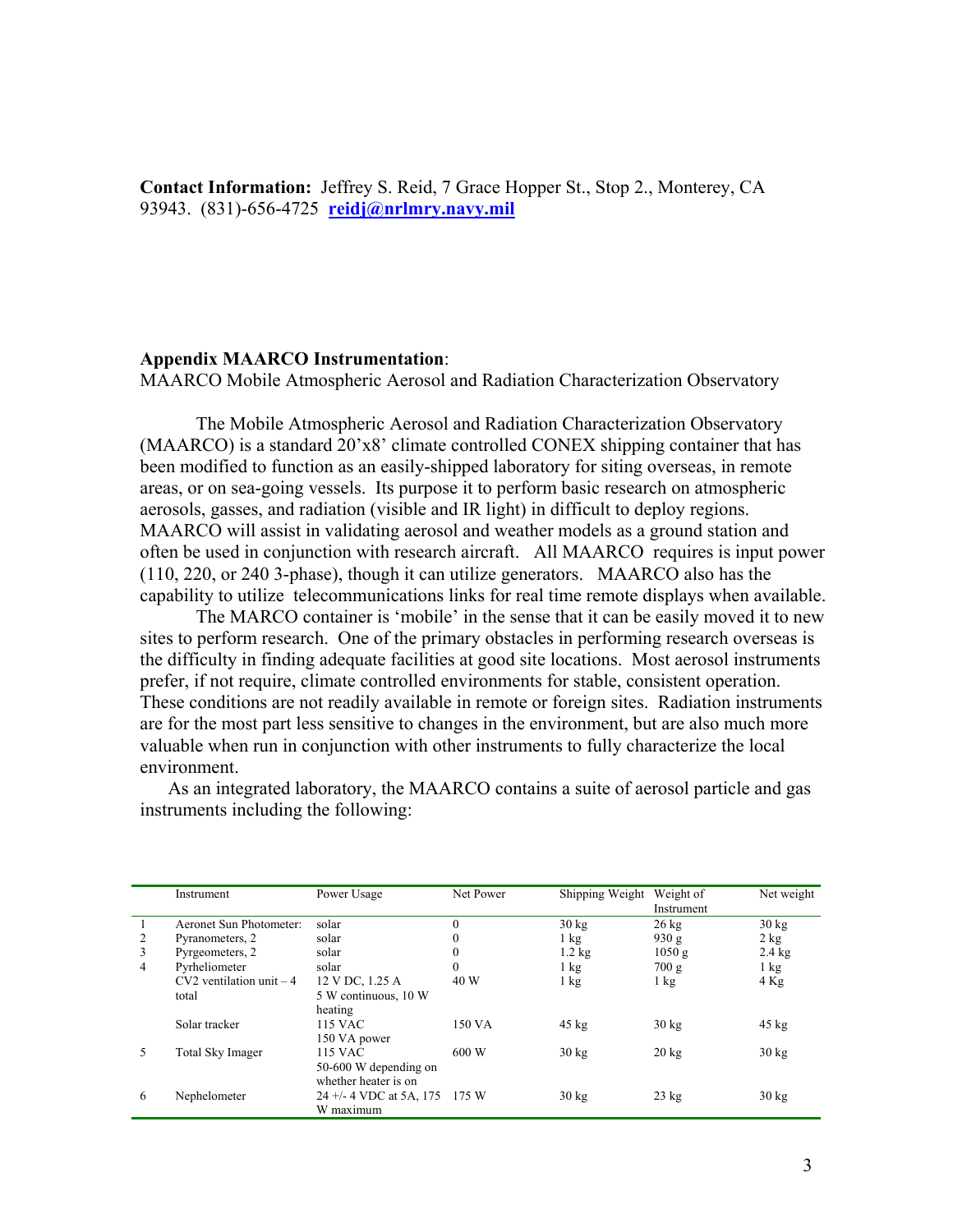**Contact Information:** Jeffrey S. Reid, 7 Grace Hopper St., Stop 2., Monterey, CA 93943. (831)-656-4725 **reidj@nrlmry.navy.mil**

**Appendix MAARCO Instrumentation**:

MAARCO Mobile Atmospheric Aerosol and Radiation Characterization Observatory

The Mobile Atmospheric Aerosol and Radiation Characterization Observatory (MAARCO) is a standard 20'x8' climate controlled CONEX shipping container that has been modified to function as an easily-shipped laboratory for siting overseas, in remote areas, or on sea-going vessels. Its purpose it to perform basic research on atmospheric aerosols, gasses, and radiation (visible and IR light) in difficult to deploy regions. MAARCO will assist in validating aerosol and weather models as a ground station and often be used in conjunction with research aircraft. All MAARCO requires is input power (110, 220, or 240 3-phase), though it can utilize generators. MAARCO also has the capability to utilize telecommunications links for real time remote displays when available.

The MARCO container is 'mobile' in the sense that it can be easily moved it to new sites to perform research. One of the primary obstacles in performing research overseas is the difficulty in finding adequate facilities at good site locations. Most aerosol instruments prefer, if not require, climate controlled environments for stable, consistent operation. These conditions are not readily available in remote or foreign sites. Radiation instruments are for the most part less sensitive to changes in the environment, but are also much more valuable when run in conjunction with other instruments to fully characterize the local environment.

As an integrated laboratory, the MAARCO contains a suite of aerosol particle and gas instruments including the following:

| | Instrument | Power Usage | Net Power | Shipping Weight | Weight of Instrument | Net weight |
|---|---|---|---|---|---|---|
| 1 | Aeronet Sun Photometer: | solar | 0 | 30 kg | 26 kg | 30 kg |
| 2 | Pyranometers, 2 | solar | 0 | 1 kg | 930 g | 2 kg |
| 3 | Pyrgeometers, 2 | solar | 0 | 1.2 kg | 1050 g | 2.4 kg |
| 4 | Pyrheliometer | solar | 0 | 1 kg | 700 g | 1 kg |
| | CV2 ventilation unit – 4 total | 12 V DC, 1.25 A 5 W continuous, 10 W heating | 40 W | 1 kg | 1 kg | 4 Kg |
| | Solar tracker | 115 VAC 150 VA power | 150 VA | 45 kg | 30 kg | 45 kg |
| 5 | Total Sky Imager | 115 VAC 50-600 W depending on whether heater is on | 600 W | 30 kg | 20 kg | 30 kg |
| 6 | Nephelometer | 24 +/- 4 VDC at 5A, 175 W maximum | 175 W | 30 kg | 23 kg | 30 kg |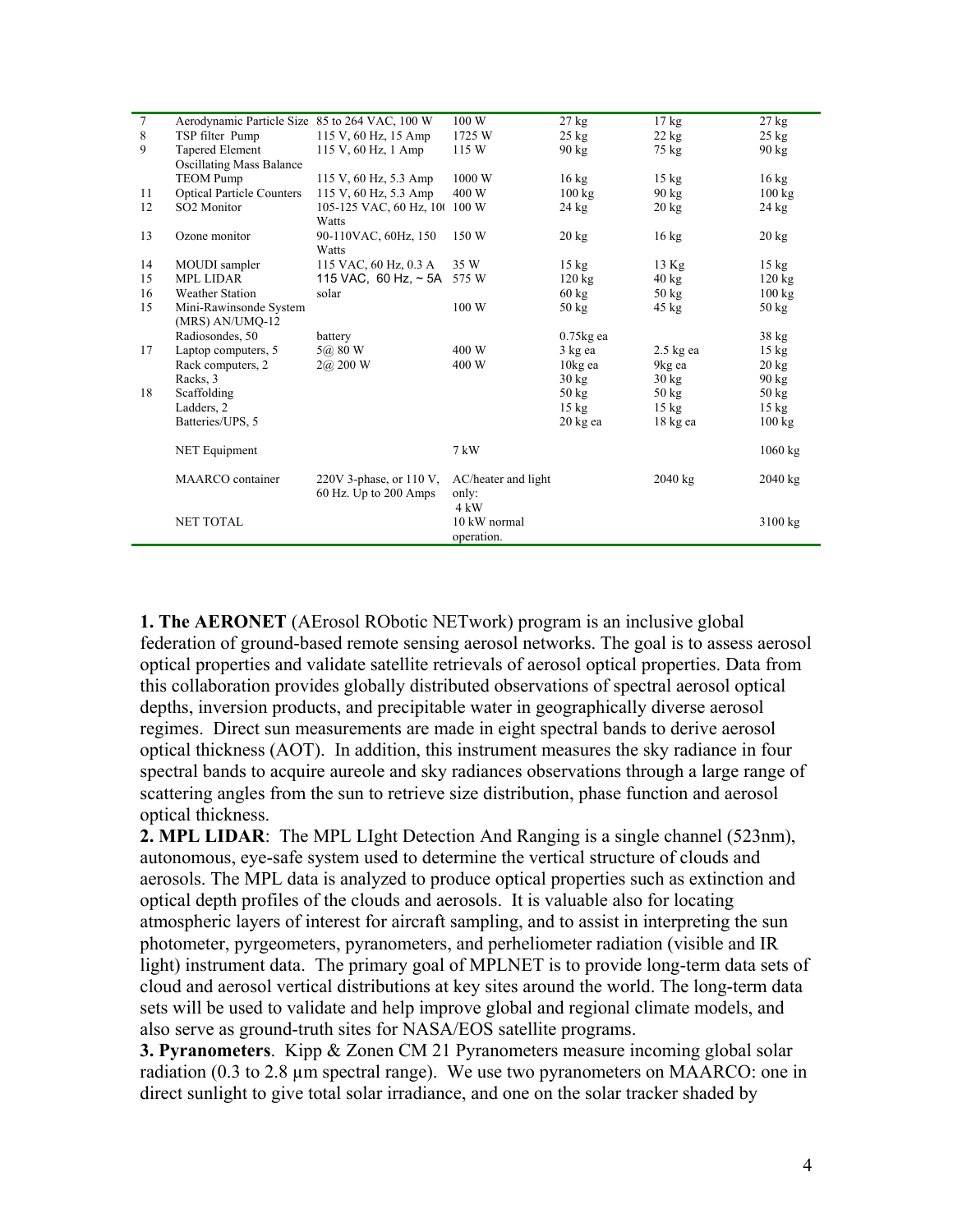| 7 | Aerodynamic Particle Size | 85 to 264 VAC, 100 W | 100 W | 27 kg | 17 kg | 27 kg |
|---|---|---|---|---|---|---|
| 8 | TSP filter Pump | 115 V, 60 Hz, 15 Amp | 1725 W | 25 kg | 22 kg | 25 kg |
| 9 | Tapered Element Oscillating Mass Balance | 115 V, 60 Hz, 1 Amp | 115 W | 90 kg | 75 kg | 90 kg |
| | TEOM Pump | 115 V, 60 Hz, 5.3 Amp | 1000 W | 16 kg | 15 kg | 16 kg |
| 11 | Optical Particle Counters | 115 V, 60 Hz, 5.3 Amp | 400 W | 100 kg | 90 kg | 100 kg |
| 12 | SO2 Monitor | 105-125 VAC, 60 Hz, 10( Watts | 100 W | 24 kg | 20 kg | 24 kg |
| 13 | Ozone monitor | 90-110VAC, 60Hz, 150 Watts | 150 W | 20 kg | 16 kg | 20 kg |
| 14 | MOUDI sampler | 115 VAC, 60 Hz, 0.3 A | 35 W | 15 kg | 13 Kg | 15 kg |
| 15 | MPL LIDAR | 115 VAC, 60 Hz, ~ 5A | 575 W | 120 kg | 40 kg | 120 kg |
| 16 | Weather Station | solar | | 60 kg | 50 kg | 100 kg |
| 15 | Mini-Rawinsonde System (MRS) AN/UMQ-12 | | 100 W | 50 kg | 45 kg | 50 kg |
| | Radiosondes, 50 | battery | | 0.75kg ea | | 38 kg |
| 17 | Laptop computers, 5 | 5@ 80 W | 400 W | 3 kg ea | 2.5 kg ea | 15 kg |
| | Rack computers, 2 | 2@ 200 W | 400 W | 10kg ea | 9kg ea | 20 kg |
| | Racks, 3 | | | 30 kg | 30 kg | 90 kg |
| 18 | Scaffolding | | | 50 kg | 50 kg | 50 kg |
| | Ladders, 2 | | | 15 kg | 15 kg | 15 kg |
| | Batteries/UPS, 5 | | | 20 kg ea | 18 kg ea | 100 kg |
| | NET Equipment | | 7 kW | | | 1060 kg |
| | MAARCO container | 220V 3-phase, or 110 V, 60 Hz. Up to 200 Amps | AC/heater and light only: 4 kW | | 2040 kg | 2040 kg |
| | NET TOTAL | | 10 kW normal operation. | | | 3100 kg |

**1. The AERONET** (AErosol RObotic NETwork) program is an inclusive global federation of ground-based remote sensing aerosol networks. The goal is to assess aerosol optical properties and validate satellite retrievals of aerosol optical properties. Data from this collaboration provides globally distributed observations of spectral aerosol optical depths, inversion products, and precipitable water in geographically diverse aerosol regimes. Direct sun measurements are made in eight spectral bands to derive aerosol optical thickness (AOT). In addition, this instrument measures the sky radiance in four spectral bands to acquire aureole and sky radiances observations through a large range of scattering angles from the sun to retrieve size distribution, phase function and aerosol optical thickness.

**2. MPL LIDAR**: The MPL LIght Detection And Ranging is a single channel (523nm), autonomous, eye-safe system used to determine the vertical structure of clouds and aerosols. The MPL data is analyzed to produce optical properties such as extinction and optical depth profiles of the clouds and aerosols. It is valuable also for locating atmospheric layers of interest for aircraft sampling, and to assist in interpreting the sun photometer, pyrgeometers, pyranometers, and perheliometer radiation (visible and IR light) instrument data. The primary goal of MPLNET is to provide long-term data sets of cloud and aerosol vertical distributions at key sites around the world. The long-term data sets will be used to validate and help improve global and regional climate models, and also serve as ground-truth sites for NASA/EOS satellite programs.

**3. Pyranometers**. Kipp & Zonen CM 21 Pyranometers measure incoming global solar radiation (0.3 to 2.8 μm spectral range). We use two pyranometers on MAARCO: one in direct sunlight to give total solar irradiance, and one on the solar tracker shaded by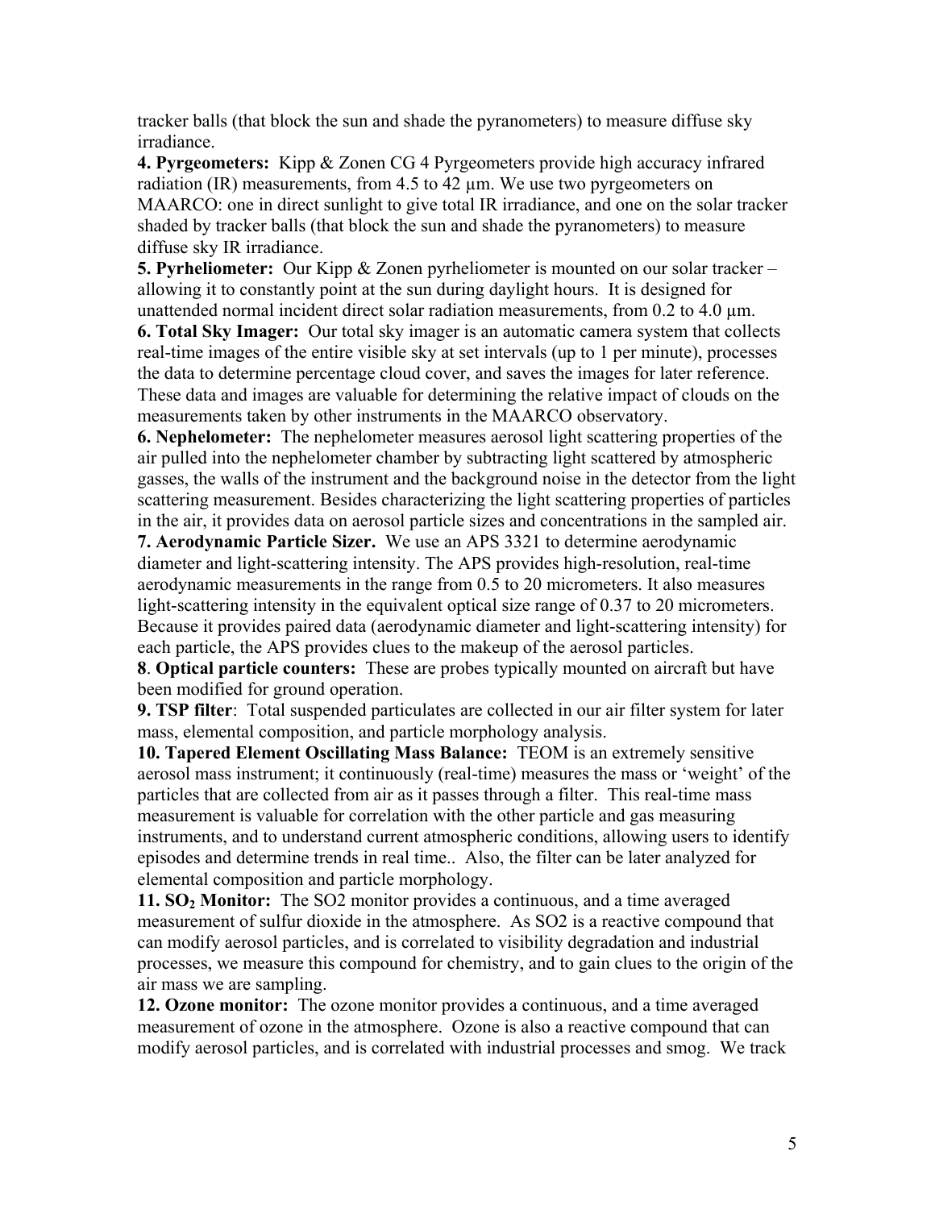tracker balls (that block the sun and shade the pyranometers) to measure diffuse sky irradiance.

**4. Pyrgeometers:** Kipp & Zonen CG 4 Pyrgeometers provide high accuracy infrared radiation (IR) measurements, from 4.5 to 42 µm. We use two pyrgeometers on MAARCO: one in direct sunlight to give total IR irradiance, and one on the solar tracker shaded by tracker balls (that block the sun and shade the pyranometers) to measure diffuse sky IR irradiance.

**5. Pyrheliometer:** Our Kipp & Zonen pyrheliometer is mounted on our solar tracker – allowing it to constantly point at the sun during daylight hours. It is designed for unattended normal incident direct solar radiation measurements, from 0.2 to 4.0 µm.

**6. Total Sky Imager:** Our total sky imager is an automatic camera system that collects real-time images of the entire visible sky at set intervals (up to 1 per minute), processes the data to determine percentage cloud cover, and saves the images for later reference. These data and images are valuable for determining the relative impact of clouds on the measurements taken by other instruments in the MAARCO observatory.

**6. Nephelometer:** The nephelometer measures aerosol light scattering properties of the air pulled into the nephelometer chamber by subtracting light scattered by atmospheric gasses, the walls of the instrument and the background noise in the detector from the light scattering measurement. Besides characterizing the light scattering properties of particles in the air, it provides data on aerosol particle sizes and concentrations in the sampled air.

**7. Aerodynamic Particle Sizer.** We use an APS 3321 to determine aerodynamic diameter and light-scattering intensity. The APS provides high-resolution, real-time aerodynamic measurements in the range from 0.5 to 20 micrometers. It also measures light-scattering intensity in the equivalent optical size range of 0.37 to 20 micrometers. Because it provides paired data (aerodynamic diameter and light-scattering intensity) for each particle, the APS provides clues to the makeup of the aerosol particles.

**8**. **Optical particle counters:** These are probes typically mounted on aircraft but have been modified for ground operation.

**9. TSP filter**: Total suspended particulates are collected in our air filter system for later mass, elemental composition, and particle morphology analysis.

**10. Tapered Element Oscillating Mass Balance:** TEOM is an extremely sensitive aerosol mass instrument; it continuously (real-time) measures the mass or 'weight' of the particles that are collected from air as it passes through a filter. This real-time mass measurement is valuable for correlation with the other particle and gas measuring instruments, and to understand current atmospheric conditions, allowing users to identify episodes and determine trends in real time.. Also, the filter can be later analyzed for elemental composition and particle morphology.

**11. $SO_2$ Monitor:** The SO2 monitor provides a continuous, and a time averaged measurement of sulfur dioxide in the atmosphere. As SO2 is a reactive compound that can modify aerosol particles, and is correlated to visibility degradation and industrial processes, we measure this compound for chemistry, and to gain clues to the origin of the air mass we are sampling.

**12. Ozone monitor:** The ozone monitor provides a continuous, and a time averaged measurement of ozone in the atmosphere. Ozone is also a reactive compound that can modify aerosol particles, and is correlated with industrial processes and smog. We track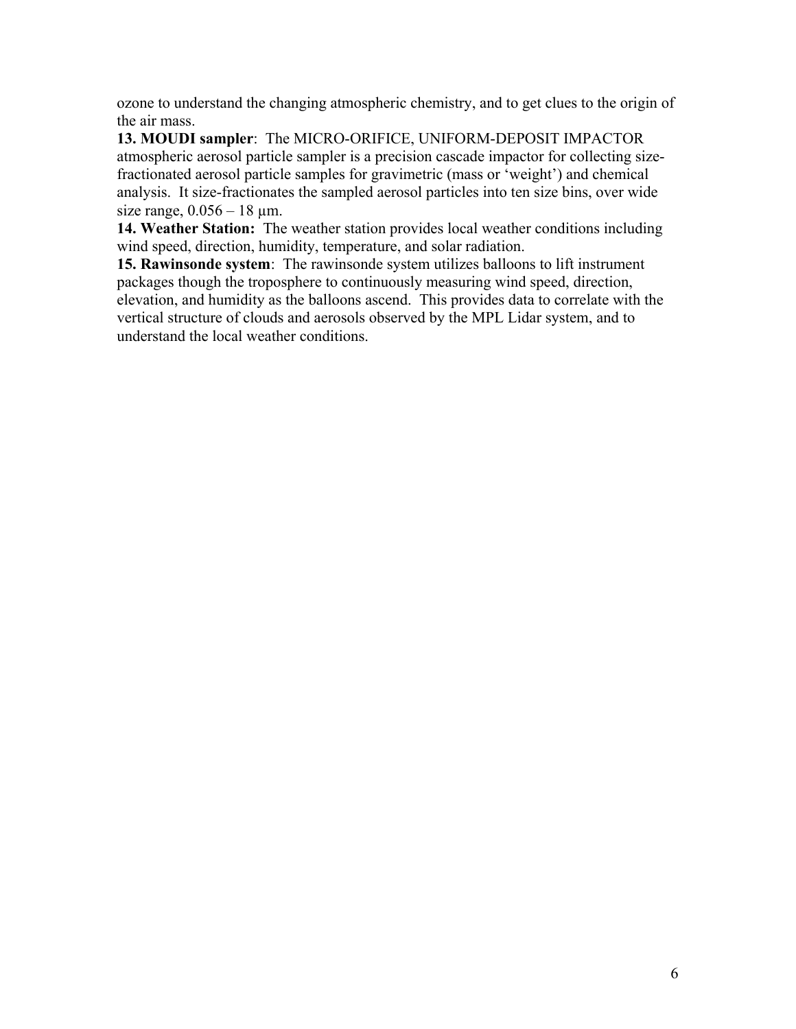ozone to understand the changing atmospheric chemistry, and to get clues to the origin of the air mass.

**13. MOUDI sampler**: The MICRO-ORIFICE, UNIFORM-DEPOSIT IMPACTOR atmospheric aerosol particle sampler is a precision cascade impactor for collecting size-fractionated aerosol particle samples for gravimetric (mass or 'weight') and chemical analysis. It size-fractionates the sampled aerosol particles into ten size bins, over wide size range, 0.056 – 18 μm.

**14. Weather Station:** The weather station provides local weather conditions including wind speed, direction, humidity, temperature, and solar radiation.

**15. Rawinsonde system**: The rawinsonde system utilizes balloons to lift instrument packages though the troposphere to continuously measuring wind speed, direction, elevation, and humidity as the balloons ascend. This provides data to correlate with the vertical structure of clouds and aerosols observed by the MPL Lidar system, and to understand the local weather conditions.